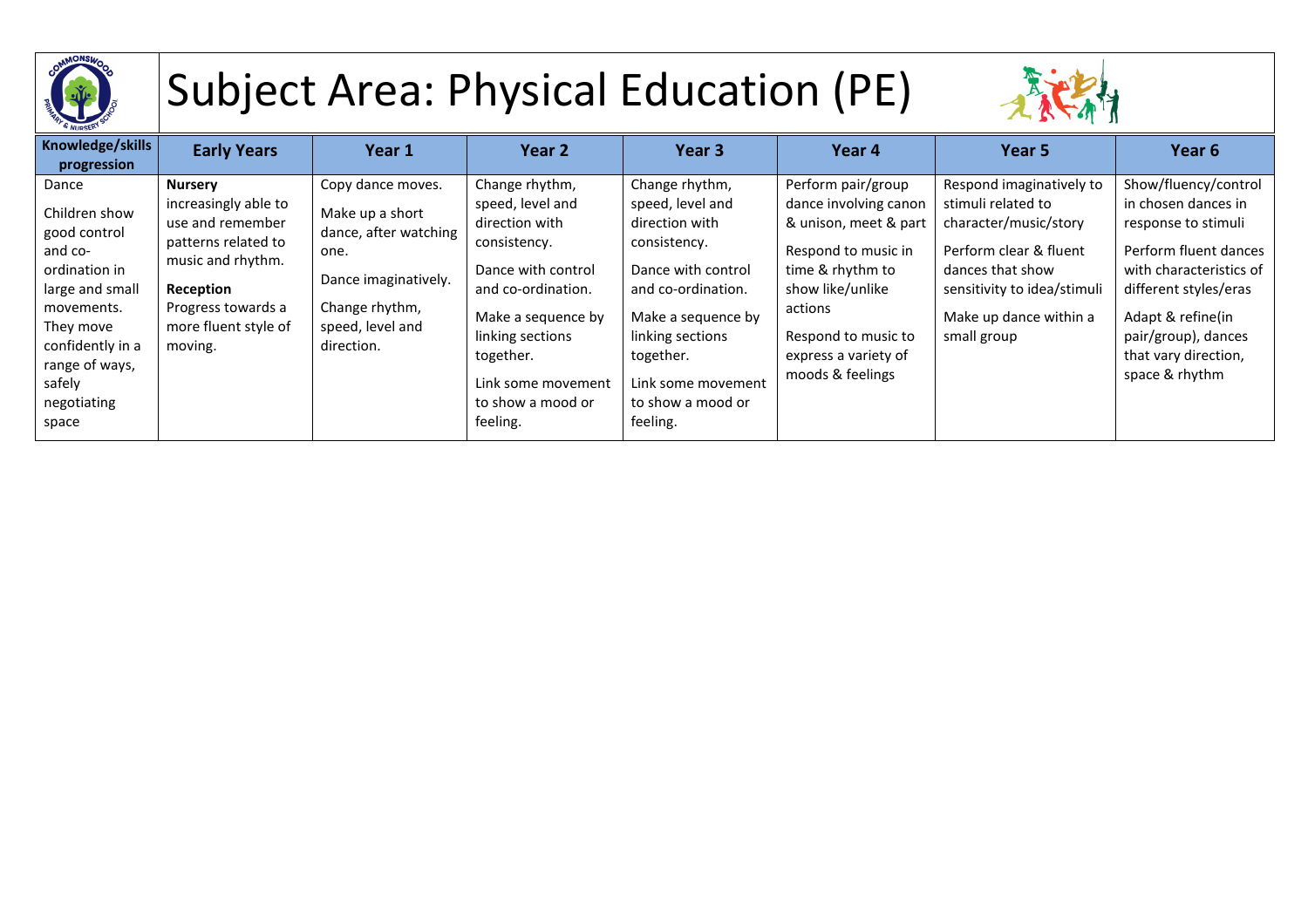# Subject Area: Physical Education (PE)

| Knowledge/skills progression | Early Years | Year 1 | Year 2 | Year 3 | Year 4 | Year 5 | Year 6 |
|---|---|---|---|---|---|---|---|
| Dance<br><br>Children show good control and co-ordination in large and small movements. They move confidently in a range of ways, safely negotiating space | **Nursery**<br>increasingly able to use and remember patterns related to music and rhythm.<br><br>**Reception**<br>Progress towards a more fluent style of moving. | Copy dance moves.<br><br>Make up a short dance, after watching one.<br><br>Dance imaginatively.<br><br>Change rhythm, speed, level and direction. | Change rhythm, speed, level and direction with consistency.<br><br>Dance with control and co-ordination.<br><br>Make a sequence by linking sections together.<br><br>Link some movement to show a mood or feeling. | Change rhythm, speed, level and direction with consistency.<br><br>Dance with control and co-ordination.<br><br>Make a sequence by linking sections together.<br><br>Link some movement to show a mood or feeling. | Perform pair/group dance involving canon & unison, meet & part<br><br>Respond to music in time & rhythm to show like/unlike actions<br><br>Respond to music to express a variety of moods & feelings | Respond imaginatively to stimuli related to character/music/story<br><br>Perform clear & fluent dances that show sensitivity to idea/stimuli<br><br>Make up dance within a small group | Show/fluency/control in chosen dances in response to stimuli<br><br>Perform fluent dances with characteristics of different styles/eras<br><br>Adapt & refine(in pair/group), dances that vary direction, space & rhythm |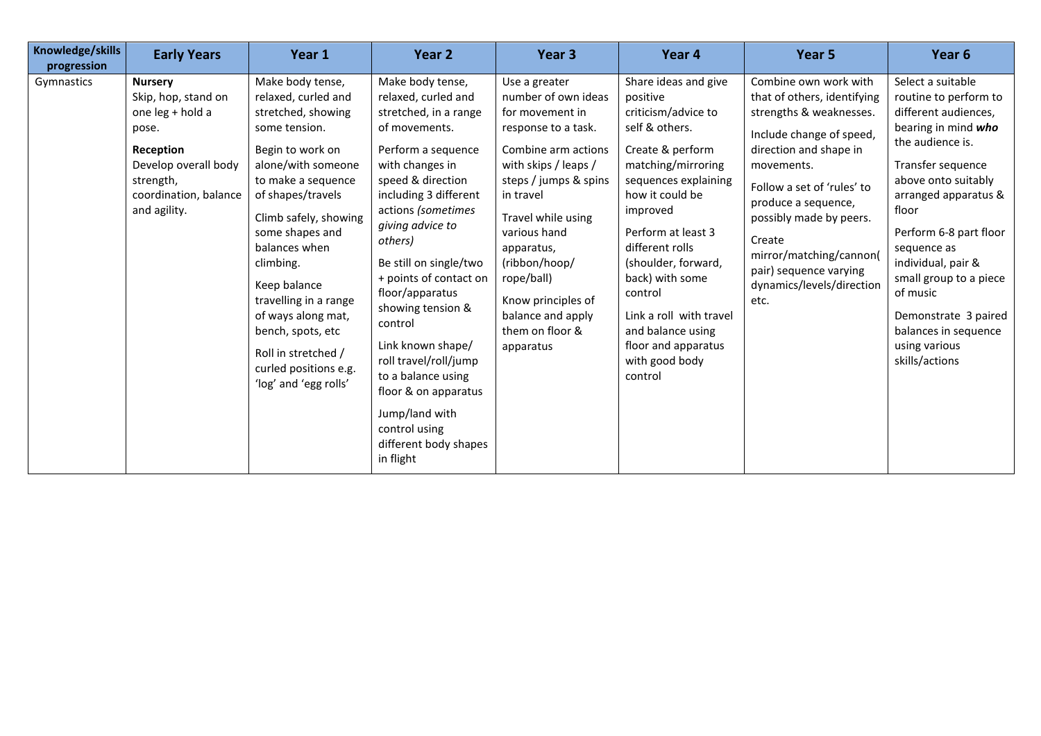| Knowledge/skills progression | Early Years | Year 1 | Year 2 | Year 3 | Year 4 | Year 5 | Year 6 |
|---|---|---|---|---|---|---|---|
| Gymnastics | **Nursery**<br>Skip, hop, stand on one leg + hold a pose.<br><br>**Reception**<br>Develop overall body strength, coordination, balance and agility. | Make body tense, relaxed, curled and stretched, showing some tension.<br><br>Begin to work on alone/with someone to make a sequence of shapes/travels<br><br>Climb safely, showing some shapes and balances when climbing.<br><br>Keep balance travelling in a range of ways along mat, bench, spots, etc<br><br>Roll in stretched / curled positions e.g. 'log' and 'egg rolls' | Make body tense, relaxed, curled and stretched, in a range of movements.<br><br>Perform a sequence with changes in speed & direction including 3 different actions *(sometimes giving advice to others)*<br><br>Be still on single/two + points of contact on floor/apparatus showing tension & control<br><br>Link known shape/ roll travel/roll/jump to a balance using floor & on apparatus<br><br>Jump/land with control using different body shapes in flight | Use a greater number of own ideas for movement in response to a task.<br><br>Combine arm actions with skips / leaps / steps / jumps & spins in travel<br><br>Travel while using various hand apparatus, (ribbon/hoop/ rope/ball)<br><br>Know principles of balance and apply them on floor & apparatus | Share ideas and give positive criticism/advice to self & others.<br><br>Create & perform matching/mirroring sequences explaining how it could be improved<br><br>Perform at least 3 different rolls (shoulder, forward, back) with some control<br><br>Link a roll with travel and balance using floor and apparatus with good body control | Combine own work with that of others, identifying strengths & weaknesses.<br><br>Include change of speed, direction and shape in movements.<br><br>Follow a set of 'rules' to produce a sequence, possibly made by peers.<br><br>Create mirror/matching/cannon( pair) sequence varying dynamics/levels/direction etc. | Select a suitable routine to perform to different audiences, bearing in mind ***who*** the audience is.<br><br>Transfer sequence above onto suitably arranged apparatus & floor<br><br>Perform 6-8 part floor sequence as individual, pair & small group to a piece of music<br><br>Demonstrate 3 paired balances in sequence using various skills/actions |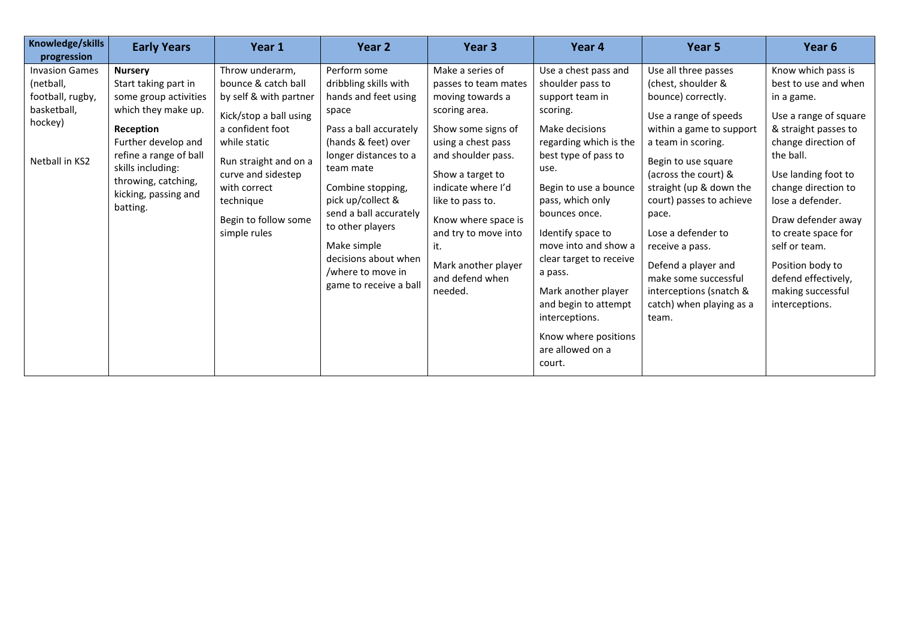| Knowledge/skills progression | Early Years | Year 1 | Year 2 | Year 3 | Year 4 | Year 5 | Year 6 |
|---|---|---|---|---|---|---|---|
| Invasion Games (netball, football, rugby, basketball, hockey)<br><br>Netball in KS2 | **Nursery**<br>Start taking part in some group activities which they make up.<br>**Reception**<br>Further develop and refine a range of ball skills including: throwing, catching, kicking, passing and batting. | Throw underarm, bounce & catch ball by self & with partner<br>Kick/stop a ball using a confident foot while static<br>Run straight and on a curve and sidestep with correct technique<br>Begin to follow some simple rules | Perform some dribbling skills with hands and feet using space<br>Pass a ball accurately (hands & feet) over longer distances to a team mate<br>Combine stopping, pick up/collect & send a ball accurately to other players<br>Make simple decisions about when /where to move in game to receive a ball | Make a series of passes to team mates moving towards a scoring area.<br>Show some signs of using a chest pass and shoulder pass.<br>Show a target to indicate where I'd like to pass to.<br>Know where space is and try to move into it.<br>Mark another player and defend when needed. | Use a chest pass and shoulder pass to support team in scoring.<br>Make decisions regarding which is the best type of pass to use.<br>Begin to use a bounce pass, which only bounces once.<br>Identify space to move into and show a clear target to receive a pass.<br>Mark another player and begin to attempt interceptions.<br>Know where positions are allowed on a court. | Use all three passes (chest, shoulder & bounce) correctly.<br>Use a range of speeds within a game to support a team in scoring.<br>Begin to use square (across the court) & straight (up & down the court) passes to achieve pace.<br>Lose a defender to receive a pass.<br>Defend a player and make some successful interceptions (snatch & catch) when playing as a team. | Know which pass is best to use and when in a game.<br>Use a range of square & straight passes to change direction of the ball.<br>Use landing foot to change direction to lose a defender.<br>Draw defender away to create space for self or team.<br>Position body to defend effectively, making successful interceptions. |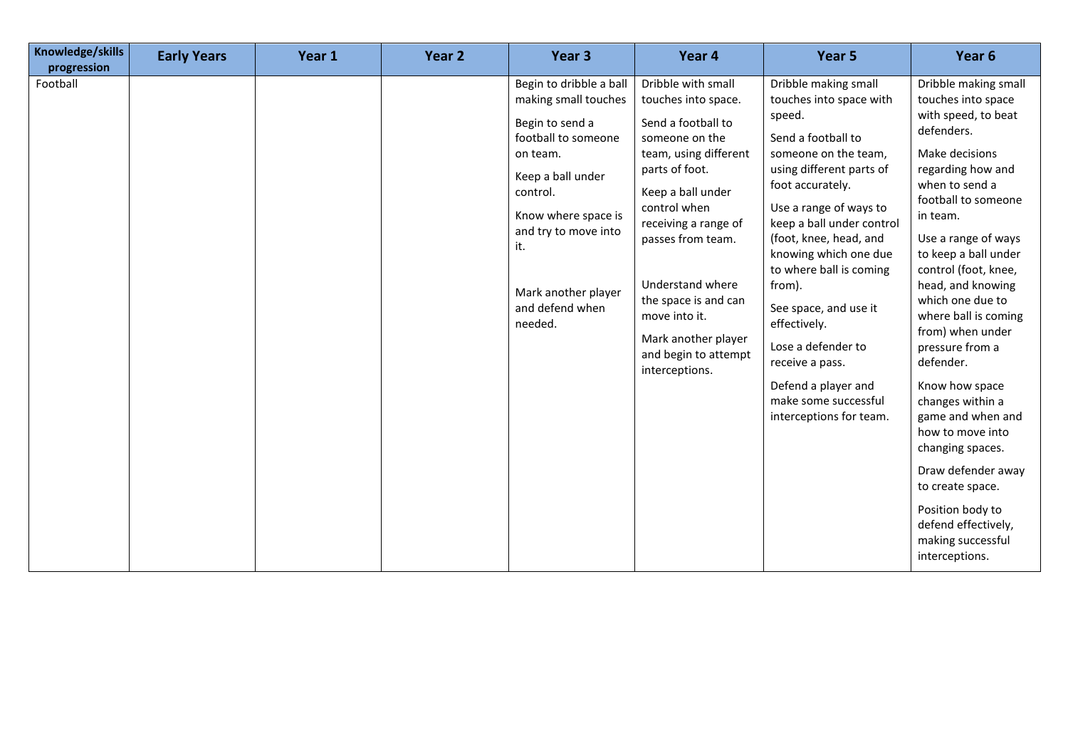| Knowledge/skills progression | Early Years | Year 1 | Year 2 | Year 3 | Year 4 | Year 5 | Year 6 |
|---|---|---|---|---|---|---|---|
| Football | | | | Begin to dribble a ball making small touches<br><br>Begin to send a football to someone on team.<br><br>Keep a ball under control.<br><br>Know where space is and try to move into it.<br><br>Mark another player and defend when needed. | Dribble with small touches into space.<br><br>Send a football to someone on the team, using different parts of foot.<br><br>Keep a ball under control when receiving a range of passes from team.<br><br>Understand where the space is and can move into it.<br><br>Mark another player and begin to attempt interceptions. | Dribble making small touches into space with speed.<br><br>Send a football to someone on the team, using different parts of foot accurately.<br><br>Use a range of ways to keep a ball under control (foot, knee, head, and knowing which one due to where ball is coming from).<br><br>See space, and use it effectively.<br><br>Lose a defender to receive a pass.<br><br>Defend a player and make some successful interceptions for team. | Dribble making small touches into space with speed, to beat defenders.<br><br>Make decisions regarding how and when to send a football to someone in team.<br><br>Use a range of ways to keep a ball under control (foot, knee, head, and knowing which one due to where ball is coming from) when under pressure from a defender.<br><br>Know how space changes within a game and when and how to move into changing spaces.<br><br>Draw defender away to create space.<br><br>Position body to defend effectively, making successful interceptions. |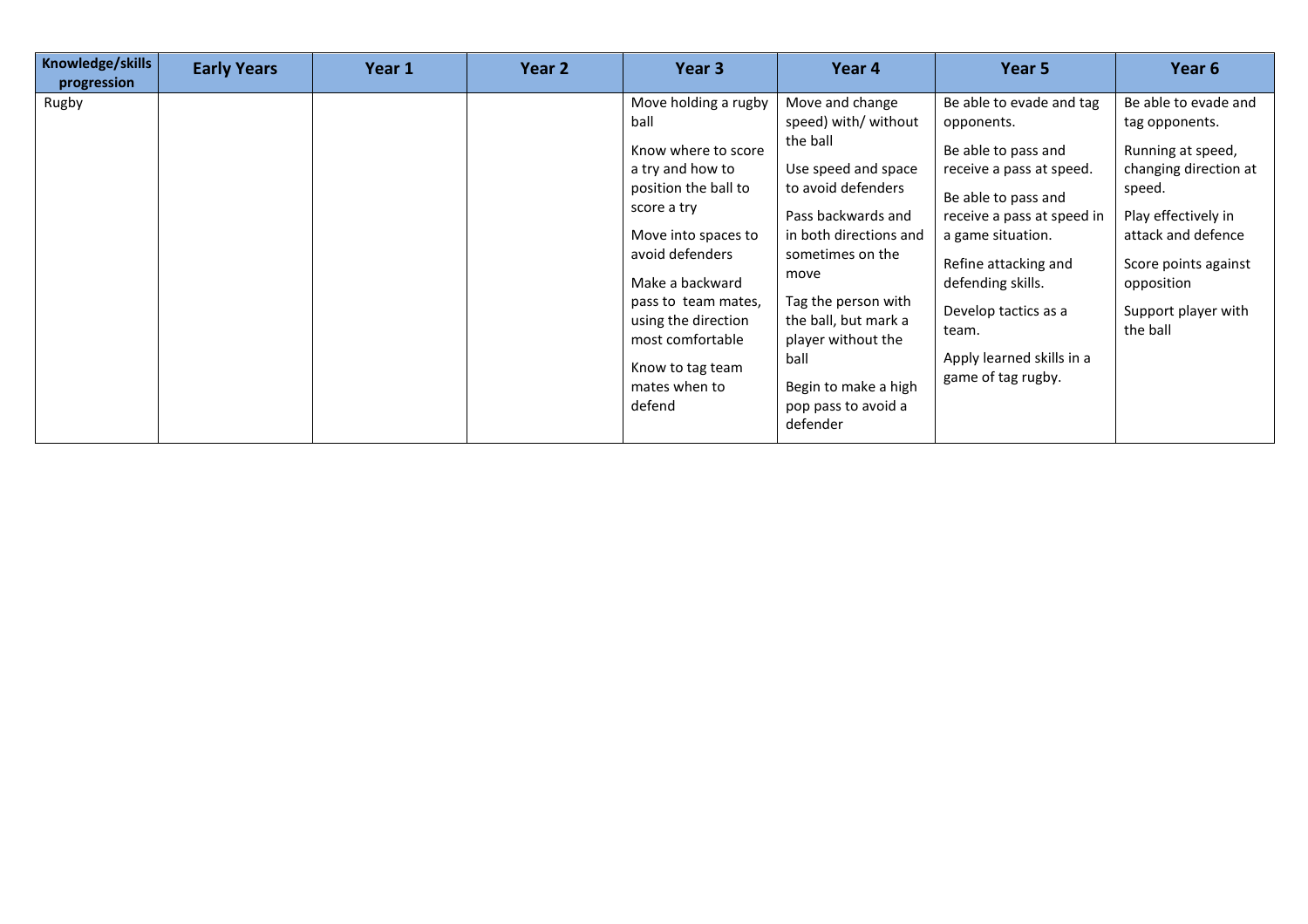| Knowledge/skills progression | Early Years | Year 1 | Year 2 | Year 3 | Year 4 | Year 5 | Year 6 |
|---|---|---|---|---|---|---|---|
| Rugby | | | | Move holding a rugby ball<br><br>Know where to score a try and how to position the ball to score a try<br><br>Move into spaces to avoid defenders<br><br>Make a backward pass to team mates, using the direction most comfortable<br><br>Know to tag team mates when to defend | Move and change speed) with/ without the ball<br><br>Use speed and space to avoid defenders<br><br>Pass backwards and in both directions and sometimes on the move<br><br>Tag the person with the ball, but mark a player without the ball<br><br>Begin to make a high pop pass to avoid a defender | Be able to evade and tag opponents.<br><br>Be able to pass and receive a pass at speed.<br><br>Be able to pass and receive a pass at speed in a game situation.<br><br>Refine attacking and defending skills.<br><br>Develop tactics as a team.<br><br>Apply learned skills in a game of tag rugby. | Be able to evade and tag opponents.<br><br>Running at speed, changing direction at speed.<br><br>Play effectively in attack and defence<br><br>Score points against opposition<br><br>Support player with the ball |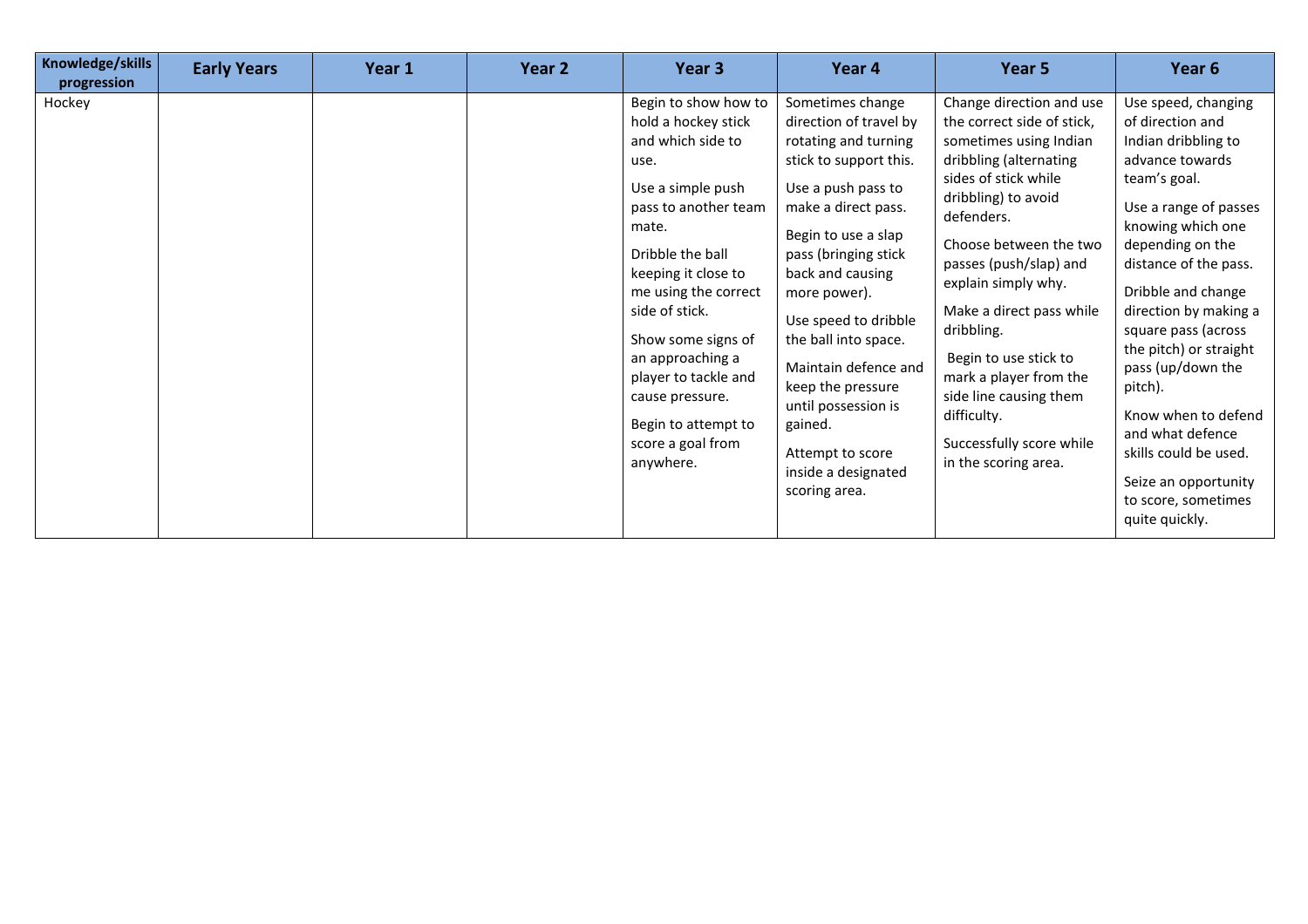| Knowledge/skills progression | Early Years | Year 1 | Year 2 | Year 3 | Year 4 | Year 5 | Year 6 |
|---|---|---|---|---|---|---|---|
| Hockey | | | | Begin to show how to hold a hockey stick and which side to use.<br><br>Use a simple push pass to another team mate.<br><br>Dribble the ball keeping it close to me using the correct side of stick.<br><br>Show some signs of an approaching a player to tackle and cause pressure.<br><br>Begin to attempt to score a goal from anywhere. | Sometimes change direction of travel by rotating and turning stick to support this.<br><br>Use a push pass to make a direct pass.<br><br>Begin to use a slap pass (bringing stick back and causing more power).<br><br>Use speed to dribble the ball into space.<br><br>Maintain defence and keep the pressure until possession is gained.<br><br>Attempt to score inside a designated scoring area. | Change direction and use the correct side of stick, sometimes using Indian dribbling (alternating sides of stick while dribbling) to avoid defenders.<br><br>Choose between the two passes (push/slap) and explain simply why.<br><br>Make a direct pass while dribbling.<br><br>Begin to use stick to mark a player from the side line causing them difficulty.<br><br>Successfully score while in the scoring area. | Use speed, changing of direction and Indian dribbling to advance towards team's goal.<br><br>Use a range of passes knowing which one depending on the distance of the pass.<br><br>Dribble and change direction by making a square pass (across the pitch) or straight pass (up/down the pitch).<br><br>Know when to defend and what defence skills could be used.<br><br>Seize an opportunity to score, sometimes quite quickly. |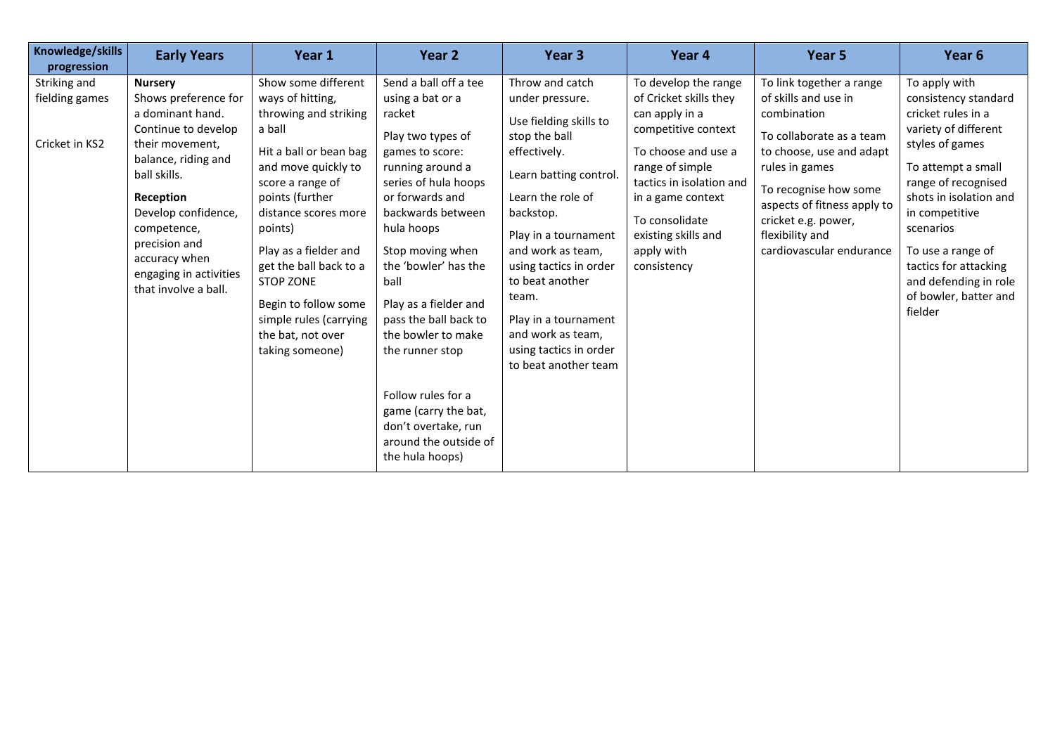| Knowledge/skills progression | Early Years | Year 1 | Year 2 | Year 3 | Year 4 | Year 5 | Year 6 |
|---|---|---|---|---|---|---|---|
| Striking and fielding games<br><br>Cricket in KS2 | **Nursery**<br>Shows preference for a dominant hand. Continue to develop their movement, balance, riding and ball skills.<br>**Reception**<br>Develop confidence, competence, precision and accuracy when engaging in activities that involve a ball. | Show some different ways of hitting, throwing and striking a ball<br>Hit a ball or bean bag and move quickly to score a range of points (further distance scores more points)<br>Play as a fielder and get the ball back to a STOP ZONE<br>Begin to follow some simple rules (carrying the bat, not over taking someone) | Send a ball off a tee using a bat or a racket<br>Play two types of games to score: running around a series of hula hoops or forwards and backwards between hula hoops<br>Stop moving when the 'bowler' has the ball<br>Play as a fielder and pass the ball back to the bowler to make the runner stop<br><br>Follow rules for a game (carry the bat, don't overtake, run around the outside of the hula hoops) | Throw and catch under pressure.<br>Use fielding skills to stop the ball effectively.<br>Learn batting control.<br>Learn the role of backstop.<br>Play in a tournament and work as team, using tactics in order to beat another team.<br>Play in a tournament and work as team, using tactics in order to beat another team | To develop the range of Cricket skills they can apply in a competitive context<br>To choose and use a range of simple tactics in isolation and in a game context<br>To consolidate existing skills and apply with consistency | To link together a range of skills and use in combination<br>To collaborate as a team to choose, use and adapt rules in games<br>To recognise how some aspects of fitness apply to cricket e.g. power, flexibility and cardiovascular endurance | To apply with consistency standard cricket rules in a variety of different styles of games<br>To attempt a small range of recognised shots in isolation and in competitive scenarios<br>To use a range of tactics for attacking and defending in role of bowler, batter and fielder |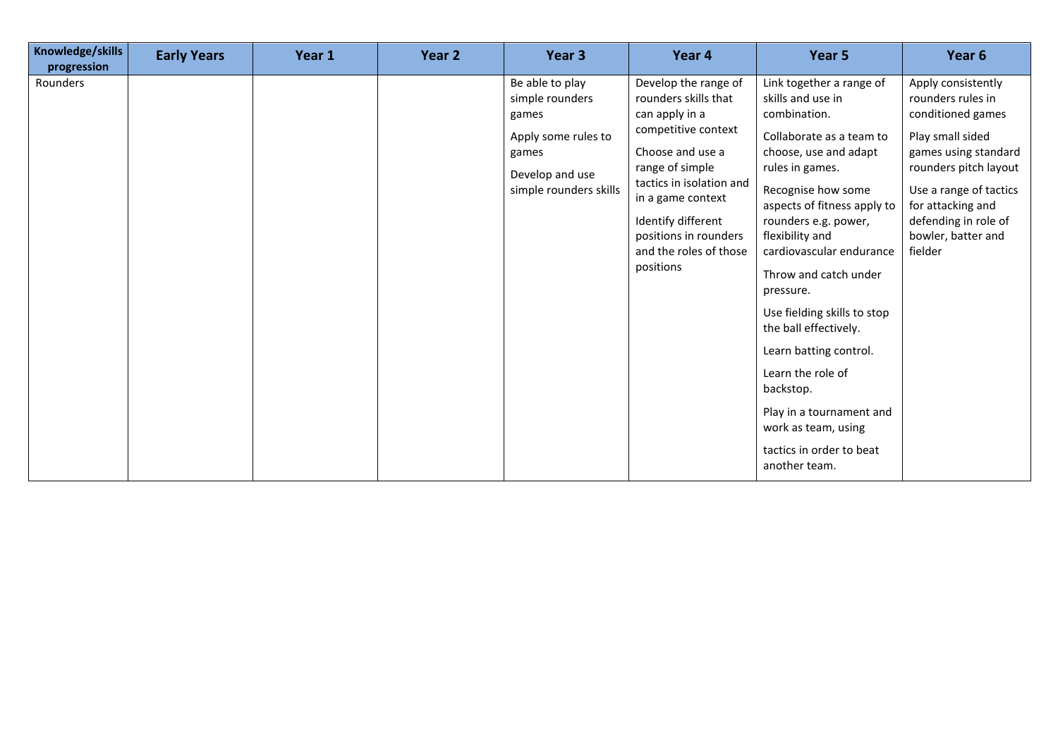| Knowledge/skills progression | Early Years | Year 1 | Year 2 | Year 3 | Year 4 | Year 5 | Year 6 |
|---|---|---|---|---|---|---|---|
| Rounders | | | | Be able to play simple rounders games<br><br>Apply some rules to games<br><br>Develop and use simple rounders skills | Develop the range of rounders skills that can apply in a competitive context<br><br>Choose and use a range of simple tactics in isolation and in a game context<br><br>Identify different positions in rounders and the roles of those positions | Link together a range of skills and use in combination.<br><br>Collaborate as a team to choose, use and adapt rules in games.<br><br>Recognise how some aspects of fitness apply to rounders e.g. power, flexibility and cardiovascular endurance<br><br>Throw and catch under pressure.<br><br>Use fielding skills to stop the ball effectively.<br><br>Learn batting control.<br><br>Learn the role of backstop.<br><br>Play in a tournament and work as team, using<br><br>tactics in order to beat another team. | Apply consistently rounders rules in conditioned games<br><br>Play small sided games using standard rounders pitch layout<br><br>Use a range of tactics for attacking and defending in role of bowler, batter and fielder |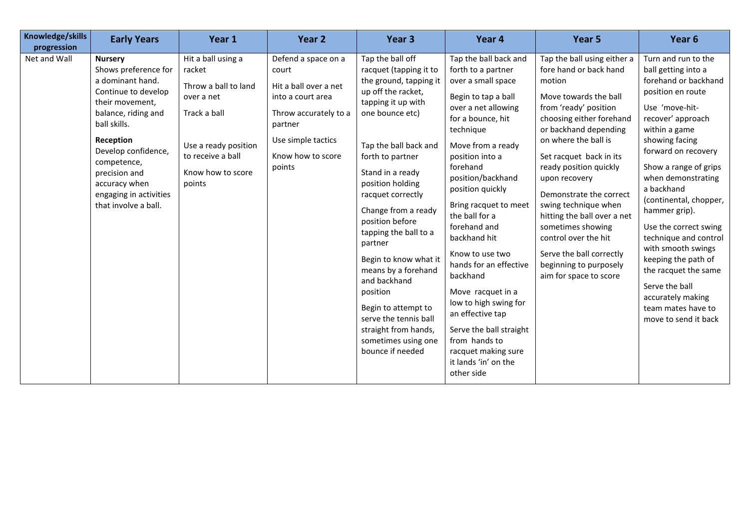| Knowledge/skills progression | Early Years | Year 1 | Year 2 | Year 3 | Year 4 | Year 5 | Year 6 |
|---|---|---|---|---|---|---|---|
| Net and Wall | **Nursery**<br>Shows preference for a dominant hand. Continue to develop their movement, balance, riding and ball skills.<br>**Reception**<br>Develop confidence, competence, precision and accuracy when engaging in activities that involve a ball. | Hit a ball using a racket<br>Throw a ball to land over a net<br>Track a ball<br>Use a ready position to receive a ball<br>Know how to score points | Defend a space on a court<br>Hit a ball over a net into a court area<br>Throw accurately to a partner<br>Use simple tactics<br>Know how to score points | Tap the ball off racquet (tapping it to the ground, tapping it up off the racket, tapping it up with one bounce etc)<br>Tap the ball back and forth to partner<br>Stand in a ready position holding racquet correctly<br>Change from a ready position before tapping the ball to a partner<br>Begin to know what it means by a forehand and backhand position<br>Begin to attempt to serve the tennis ball straight from hands, sometimes using one bounce if needed | Tap the ball back and forth to a partner over a small space<br>Begin to tap a ball over a net allowing for a bounce, hit technique<br>Move from a ready position into a forehand position/backhand position quickly<br>Bring racquet to meet the ball for a forehand and backhand hit<br>Know to use two hands for an effective backhand<br>Move racquet in a low to high swing for an effective tap<br>Serve the ball straight from hands to racquet making sure it lands 'in' on the other side | Tap the ball using either a fore hand or back hand motion<br>Move towards the ball from 'ready' position choosing either forehand or backhand depending on where the ball is<br>Set racquet back in its ready position quickly upon recovery<br>Demonstrate the correct swing technique when hitting the ball over a net sometimes showing control over the hit<br>Serve the ball correctly beginning to purposely aim for space to score | Turn and run to the ball getting into a forehand or backhand position en route<br>Use 'move-hit-recover' approach within a game showing facing forward on recovery<br>Show a range of grips when demonstrating a backhand (continental, chopper, hammer grip).<br>Use the correct swing technique and control with smooth swings keeping the path of the racquet the same<br>Serve the ball accurately making team mates have to move to send it back |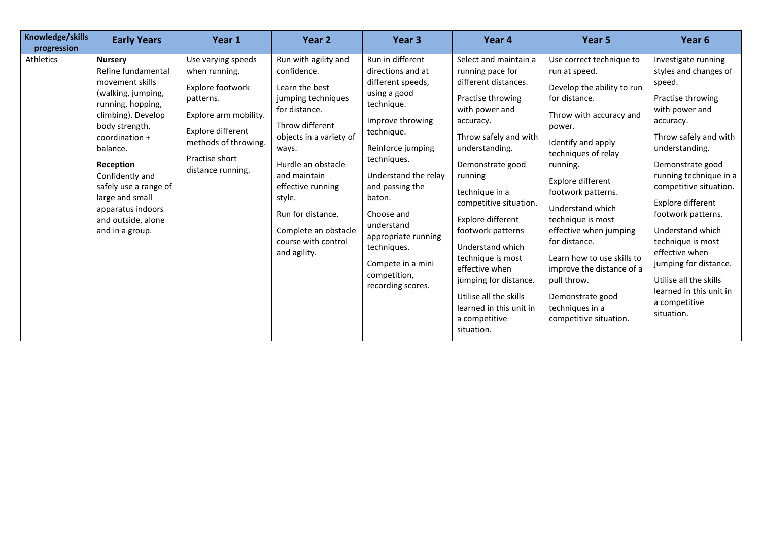| Knowledge/skills progression | Early Years | Year 1 | Year 2 | Year 3 | Year 4 | Year 5 | Year 6 |
|---|---|---|---|---|---|---|---|
| Athletics | **Nursery**<br>Refine fundamental movement skills (walking, jumping, running, hopping, climbing). Develop body strength, coordination + balance.<br>**Reception**<br>Confidently and safely use a range of large and small apparatus indoors and outside, alone and in a group. | Use varying speeds when running.<br>Explore footwork patterns.<br>Explore arm mobility.<br>Explore different methods of throwing.<br>Practise short distance running. | Run with agility and confidence.<br>Learn the best jumping techniques for distance.<br>Throw different objects in a variety of ways.<br>Hurdle an obstacle and maintain effective running style.<br>Run for distance.<br>Complete an obstacle course with control and agility. | Run in different directions and at different speeds, using a good technique.<br>Improve throwing technique.<br>Reinforce jumping techniques.<br>Understand the relay and passing the baton.<br>Choose and understand appropriate running techniques.<br>Compete in a mini competition, recording scores. | Select and maintain a running pace for different distances.<br>Practise throwing with power and accuracy.<br>Throw safely and with understanding.<br>Demonstrate good running<br>technique in a competitive situation.<br>Explore different footwork patterns<br>Understand which technique is most effective when jumping for distance.<br>Utilise all the skills learned in this unit in a competitive situation. | Use correct technique to run at speed.<br>Develop the ability to run for distance.<br>Throw with accuracy and power.<br>Identify and apply techniques of relay running.<br>Explore different footwork patterns.<br>Understand which technique is most effective when jumping for distance.<br>Learn how to use skills to improve the distance of a pull throw.<br>Demonstrate good techniques in a competitive situation. | Investigate running styles and changes of speed.<br>Practise throwing with power and accuracy.<br>Throw safely and with understanding.<br>Demonstrate good running technique in a competitive situation.<br>Explore different footwork patterns.<br>Understand which technique is most effective when jumping for distance.<br>Utilise all the skills learned in this unit in a competitive situation. |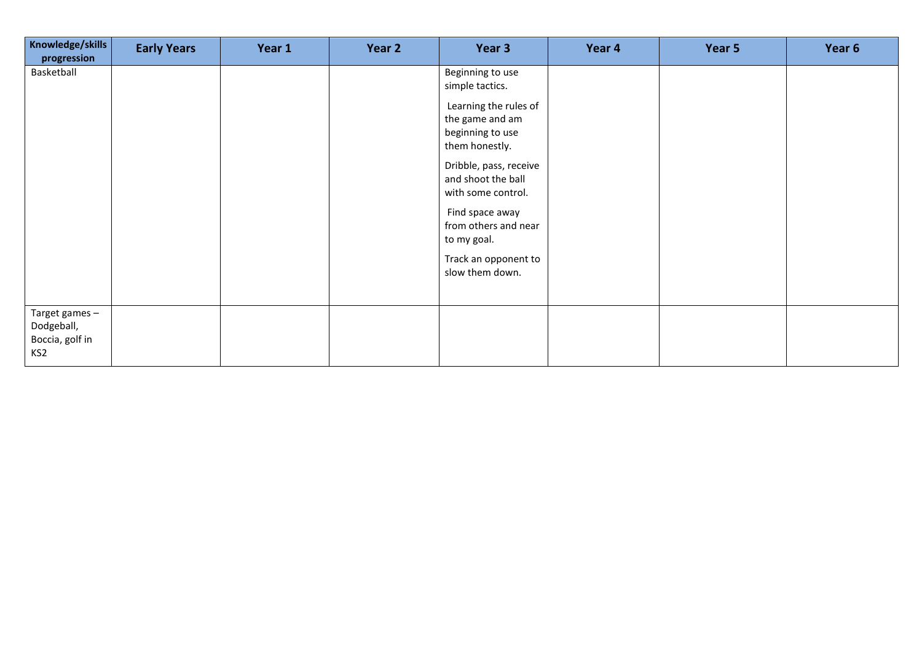| Knowledge/skills progression | Early Years | Year 1 | Year 2 | Year 3 | Year 4 | Year 5 | Year 6 |
|---|---|---|---|---|---|---|---|
| Basketball | | | | Beginning to use simple tactics.<br><br>Learning the rules of the game and am beginning to use them honestly.<br><br>Dribble, pass, receive and shoot the ball with some control.<br><br>Find space away from others and near to my goal.<br><br>Track an opponent to slow them down. | | | |
| Target games – Dodgeball, Boccia, golf in KS2 | | | | | | | |